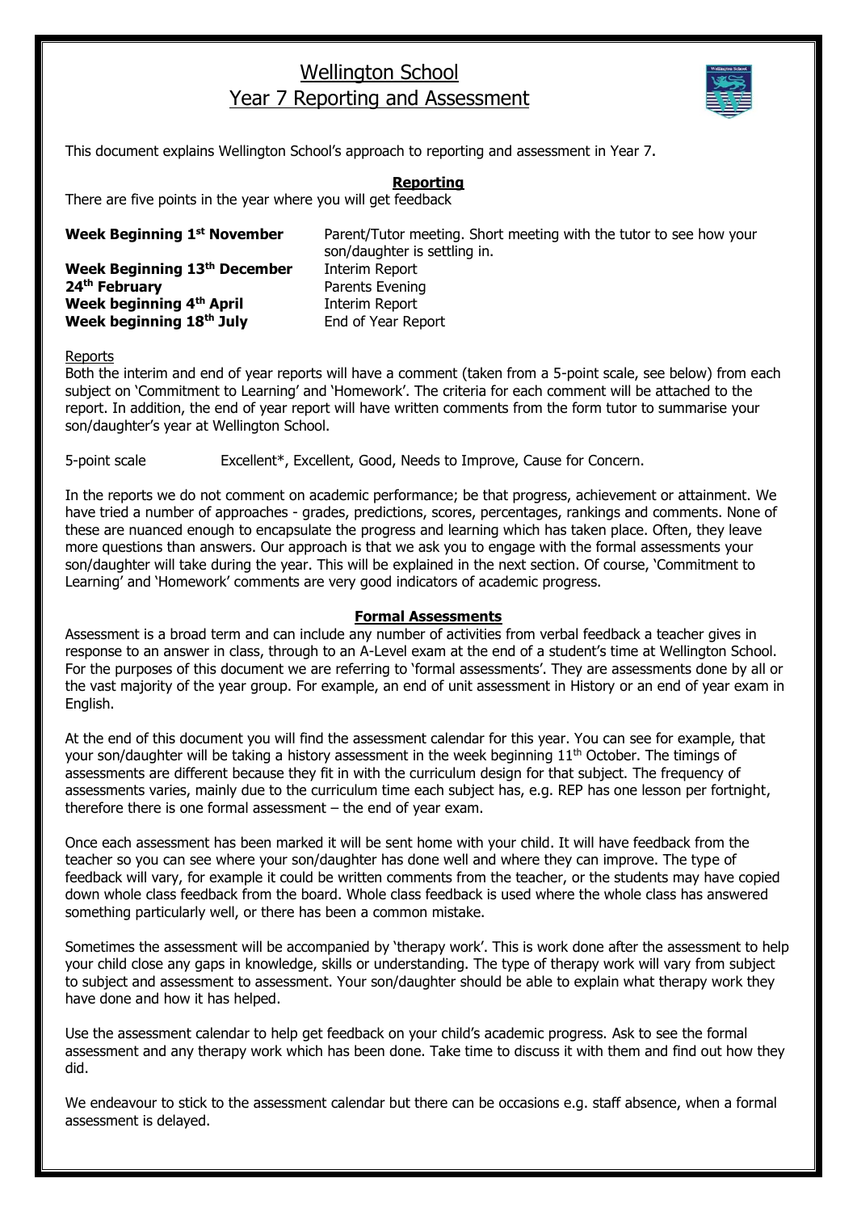# Wellington School
# Year 7 Reporting and Assessment

This document explains Wellington School's approach to reporting and assessment in Year 7.

## Reporting

There are five points in the year where you will get feedback

| | |
|---|---|
| **Week Beginning 1st November** | Parent/Tutor meeting. Short meeting with the tutor to see how your son/daughter is settling in. |
| **Week Beginning 13th December** | Interim Report |
| **24th February** | Parents Evening |
| **Week beginning 4th April** | Interim Report |
| **Week beginning 18th July** | End of Year Report |

Reports

Both the interim and end of year reports will have a comment (taken from a 5-point scale, see below) from each subject on 'Commitment to Learning' and 'Homework'. The criteria for each comment will be attached to the report. In addition, the end of year report will have written comments from the form tutor to summarise your son/daughter's year at Wellington School.

5-point scale Excellent*, Excellent, Good, Needs to Improve, Cause for Concern.

In the reports we do not comment on academic performance; be that progress, achievement or attainment. We have tried a number of approaches - grades, predictions, scores, percentages, rankings and comments. None of these are nuanced enough to encapsulate the progress and learning which has taken place. Often, they leave more questions than answers. Our approach is that we ask you to engage with the formal assessments your son/daughter will take during the year. This will be explained in the next section. Of course, 'Commitment to Learning' and 'Homework' comments are very good indicators of academic progress.

## Formal Assessments

Assessment is a broad term and can include any number of activities from verbal feedback a teacher gives in response to an answer in class, through to an A-Level exam at the end of a student's time at Wellington School. For the purposes of this document we are referring to 'formal assessments'. They are assessments done by all or the vast majority of the year group. For example, an end of unit assessment in History or an end of year exam in English.

At the end of this document you will find the assessment calendar for this year. You can see for example, that your son/daughter will be taking a history assessment in the week beginning 11th October. The timings of assessments are different because they fit in with the curriculum design for that subject. The frequency of assessments varies, mainly due to the curriculum time each subject has, e.g. REP has one lesson per fortnight, therefore there is one formal assessment – the end of year exam.

Once each assessment has been marked it will be sent home with your child. It will have feedback from the teacher so you can see where your son/daughter has done well and where they can improve. The type of feedback will vary, for example it could be written comments from the teacher, or the students may have copied down whole class feedback from the board. Whole class feedback is used where the whole class has answered something particularly well, or there has been a common mistake.

Sometimes the assessment will be accompanied by 'therapy work'. This is work done after the assessment to help your child close any gaps in knowledge, skills or understanding. The type of therapy work will vary from subject to subject and assessment to assessment. Your son/daughter should be able to explain what therapy work they have done and how it has helped.

Use the assessment calendar to help get feedback on your child's academic progress. Ask to see the formal assessment and any therapy work which has been done. Take time to discuss it with them and find out how they did.

We endeavour to stick to the assessment calendar but there can be occasions e.g. staff absence, when a formal assessment is delayed.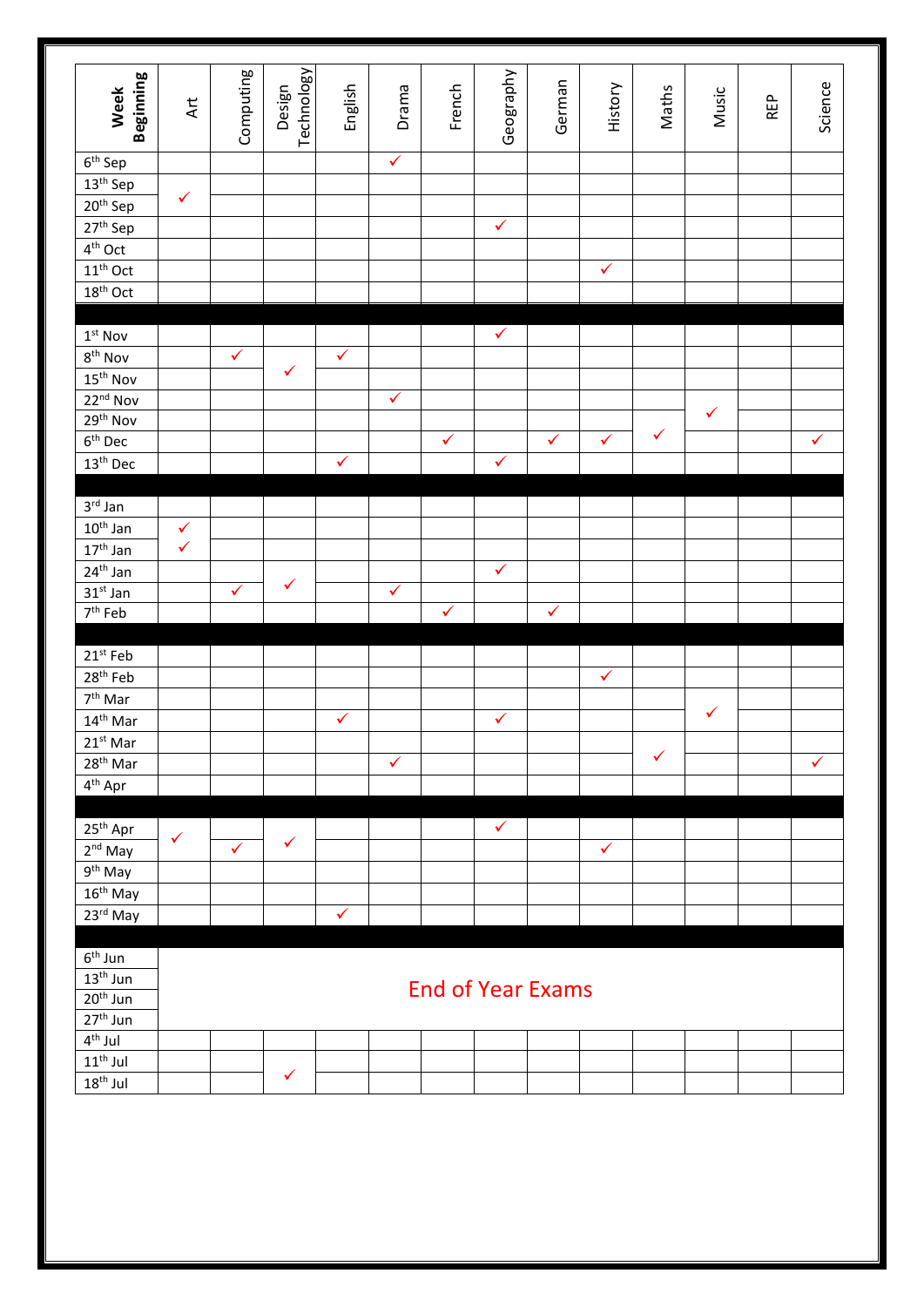| Week Beginning | Art | Computing | Design Technology | English | Drama | French | Geography | German | History | Maths | Music | REP | Science |
|---|---|---|---|---|---|---|---|---|---|---|---|---|---|
| 6th Sep | | | | | ✓ | | | | | | | | |
| 13th Sep | ✓ | | | | | | | | | | | | |
| 20th Sep | | | | | | | | | | | | | |
| 27th Sep | | | | | | | ✓ | | | | | | |
| 4th Oct | | | | | | | | | | | | | |
| 11th Oct | | | | | | | | | ✓ | | | | |
| 18th Oct | | | | | | | | | | | | | |
| | | | | | | | | | | | | | |
| 1st Nov | | | | | | | ✓ | | | | | | |
| 8th Nov | | ✓ | ✓ | ✓ | | | | | | | | | |
| 15th Nov | | | | | | | | | | | | | |
| 22nd Nov | | | | | ✓ | | | | | | ✓ | | |
| 29th Nov | | | | | | | | | | | | | |
| 6th Dec | | | | | | ✓ | | ✓ | ✓ | ✓ | | | ✓ |
| 13th Dec | | | | ✓ | | | ✓ | | | | | | |
| | | | | | | | | | | | | | |
| 3rd Jan | | | | | | | | | | | | | |
| 10th Jan | ✓ | | | | | | | | | | | | |
| 17th Jan | ✓ | | | | | | | | | | | | |
| 24th Jan | | | ✓ | | | | ✓ | | | | | | |
| 31st Jan | | ✓ | | | ✓ | | | | | | | | |
| 7th Feb | | | | | | ✓ | | ✓ | | | | | |
| | | | | | | | | | | | | | |
| 21st Feb | | | | | | | | | | | | | |
| 28th Feb | | | | | | | | | ✓ | | | | |
| 7th Mar | | | | | | | | | | | ✓ | | |
| 14th Mar | | | | ✓ | | | ✓ | | | | | | |
| 21st Mar | | | | | | | | | | ✓ | | | |
| 28th Mar | | | | | ✓ | | | | | | | | ✓ |
| 4th Apr | | | | | | | | | | | | | |
| | | | | | | | | | | | | | |
| 25th Apr | ✓ | | ✓ | | | | ✓ | | | | | | |
| 2nd May | | ✓ | | | | | | | ✓ | | | | |
| 9th May | | | | | | | | | | | | | |
| 16th May | | | | | | | | | | | | | |
| 23rd May | | | | ✓ | | | | | | | | | |
| | | | | | | | | | | | | | |
| 6th Jun | End of Year Exams | | | | | | | | | | | | |
| 13th Jun | | | | | | | | | | | | | |
| 20th Jun | | | | | | | | | | | | | |
| 27th Jun | | | | | | | | | | | | | |
| 4th Jul | | | | | | | | | | | | | |
| 11th Jul | | | ✓ | | | | | | | | | | |
| 18th Jul | | | | | | | | | | | | | |